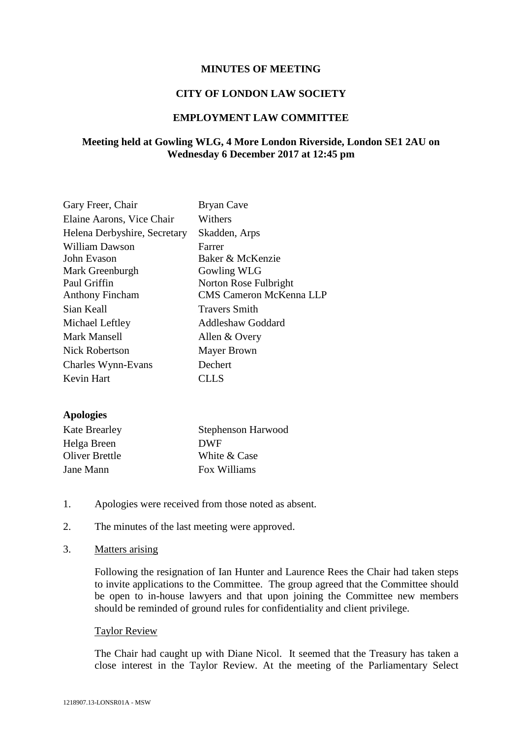**MINUTES OF MEETING**

**CITY OF LONDON LAW SOCIETY**

**EMPLOYMENT LAW COMMITTEE**

**Meeting held at Gowling WLG, 4 More London Riverside, London SE1 2AU on Wednesday 6 December 2017 at 12:45 pm**

| | |
|---|---|
| Gary Freer, Chair | Bryan Cave |
| Elaine Aarons, Vice Chair | Withers |
| Helena Derbyshire, Secretary | Skadden, Arps |
| William Dawson | Farrer |
| John Evason | Baker & McKenzie |
| Mark Greenburgh | Gowling WLG |
| Paul Griffin | Norton Rose Fulbright |
| Anthony Fincham | CMS Cameron McKenna LLP |
| Sian Keall | Travers Smith |
| Michael Leftley | Addleshaw Goddard |
| Mark Mansell | Allen & Overy |
| Nick Robertson | Mayer Brown |
| Charles Wynn-Evans | Dechert |
| Kevin Hart | CLLS |

**Apologies**

| | |
|---|---|
| Kate Brearley | Stephenson Harwood |
| Helga Breen | DWF |
| Oliver Brettle | White & Case |
| Jane Mann | Fox Williams |

1. Apologies were received from those noted as absent.

2. The minutes of the last meeting were approved.

3. Matters arising

   Following the resignation of Ian Hunter and Laurence Rees the Chair had taken steps to invite applications to the Committee. The group agreed that the Committee should be open to in-house lawyers and that upon joining the Committee new members should be reminded of ground rules for confidentiality and client privilege.

   Taylor Review

   The Chair had caught up with Diane Nicol. It seemed that the Treasury has taken a close interest in the Taylor Review. At the meeting of the Parliamentary Select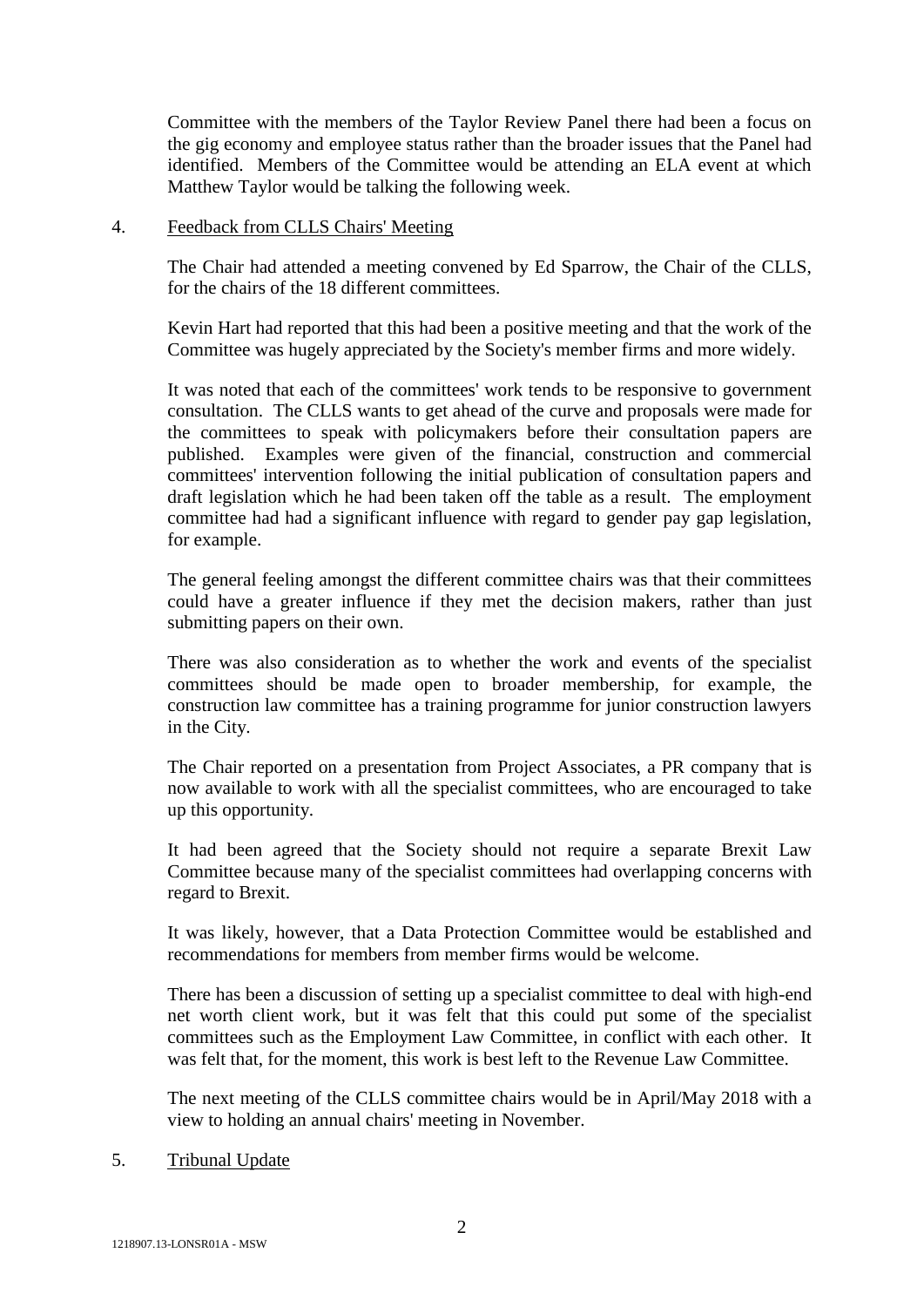Committee with the members of the Taylor Review Panel there had been a focus on the gig economy and employee status rather than the broader issues that the Panel had identified. Members of the Committee would be attending an ELA event at which Matthew Taylor would be talking the following week.

4. Feedback from CLLS Chairs' Meeting

The Chair had attended a meeting convened by Ed Sparrow, the Chair of the CLLS, for the chairs of the 18 different committees.

Kevin Hart had reported that this had been a positive meeting and that the work of the Committee was hugely appreciated by the Society's member firms and more widely.

It was noted that each of the committees' work tends to be responsive to government consultation. The CLLS wants to get ahead of the curve and proposals were made for the committees to speak with policymakers before their consultation papers are published. Examples were given of the financial, construction and commercial committees' intervention following the initial publication of consultation papers and draft legislation which he had been taken off the table as a result. The employment committee had had a significant influence with regard to gender pay gap legislation, for example.

The general feeling amongst the different committee chairs was that their committees could have a greater influence if they met the decision makers, rather than just submitting papers on their own.

There was also consideration as to whether the work and events of the specialist committees should be made open to broader membership, for example, the construction law committee has a training programme for junior construction lawyers in the City.

The Chair reported on a presentation from Project Associates, a PR company that is now available to work with all the specialist committees, who are encouraged to take up this opportunity.

It had been agreed that the Society should not require a separate Brexit Law Committee because many of the specialist committees had overlapping concerns with regard to Brexit.

It was likely, however, that a Data Protection Committee would be established and recommendations for members from member firms would be welcome.

There has been a discussion of setting up a specialist committee to deal with high-end net worth client work, but it was felt that this could put some of the specialist committees such as the Employment Law Committee, in conflict with each other. It was felt that, for the moment, this work is best left to the Revenue Law Committee.

The next meeting of the CLLS committee chairs would be in April/May 2018 with a view to holding an annual chairs' meeting in November.

5. Tribunal Update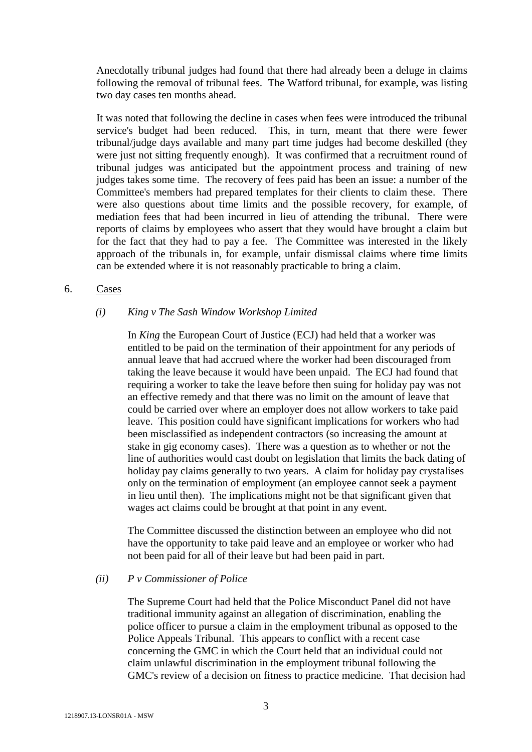Anecdotally tribunal judges had found that there had already been a deluge in claims following the removal of tribunal fees. The Watford tribunal, for example, was listing two day cases ten months ahead.

It was noted that following the decline in cases when fees were introduced the tribunal service's budget had been reduced. This, in turn, meant that there were fewer tribunal/judge days available and many part time judges had become deskilled (they were just not sitting frequently enough). It was confirmed that a recruitment round of tribunal judges was anticipated but the appointment process and training of new judges takes some time. The recovery of fees paid has been an issue: a number of the Committee's members had prepared templates for their clients to claim these. There were also questions about time limits and the possible recovery, for example, of mediation fees that had been incurred in lieu of attending the tribunal. There were reports of claims by employees who assert that they would have brought a claim but for the fact that they had to pay a fee. The Committee was interested in the likely approach of the tribunals in, for example, unfair dismissal claims where time limits can be extended where it is not reasonably practicable to bring a claim.

6. Cases

*(i) King v The Sash Window Workshop Limited*

In *King* the European Court of Justice (ECJ) had held that a worker was entitled to be paid on the termination of their appointment for any periods of annual leave that had accrued where the worker had been discouraged from taking the leave because it would have been unpaid. The ECJ had found that requiring a worker to take the leave before then suing for holiday pay was not an effective remedy and that there was no limit on the amount of leave that could be carried over where an employer does not allow workers to take paid leave. This position could have significant implications for workers who had been misclassified as independent contractors (so increasing the amount at stake in gig economy cases). There was a question as to whether or not the line of authorities would cast doubt on legislation that limits the back dating of holiday pay claims generally to two years. A claim for holiday pay crystalises only on the termination of employment (an employee cannot seek a payment in lieu until then). The implications might not be that significant given that wages act claims could be brought at that point in any event.

The Committee discussed the distinction between an employee who did not have the opportunity to take paid leave and an employee or worker who had not been paid for all of their leave but had been paid in part.

*(ii) P v Commissioner of Police*

The Supreme Court had held that the Police Misconduct Panel did not have traditional immunity against an allegation of discrimination, enabling the police officer to pursue a claim in the employment tribunal as opposed to the Police Appeals Tribunal. This appears to conflict with a recent case concerning the GMC in which the Court held that an individual could not claim unlawful discrimination in the employment tribunal following the GMC's review of a decision on fitness to practice medicine. That decision had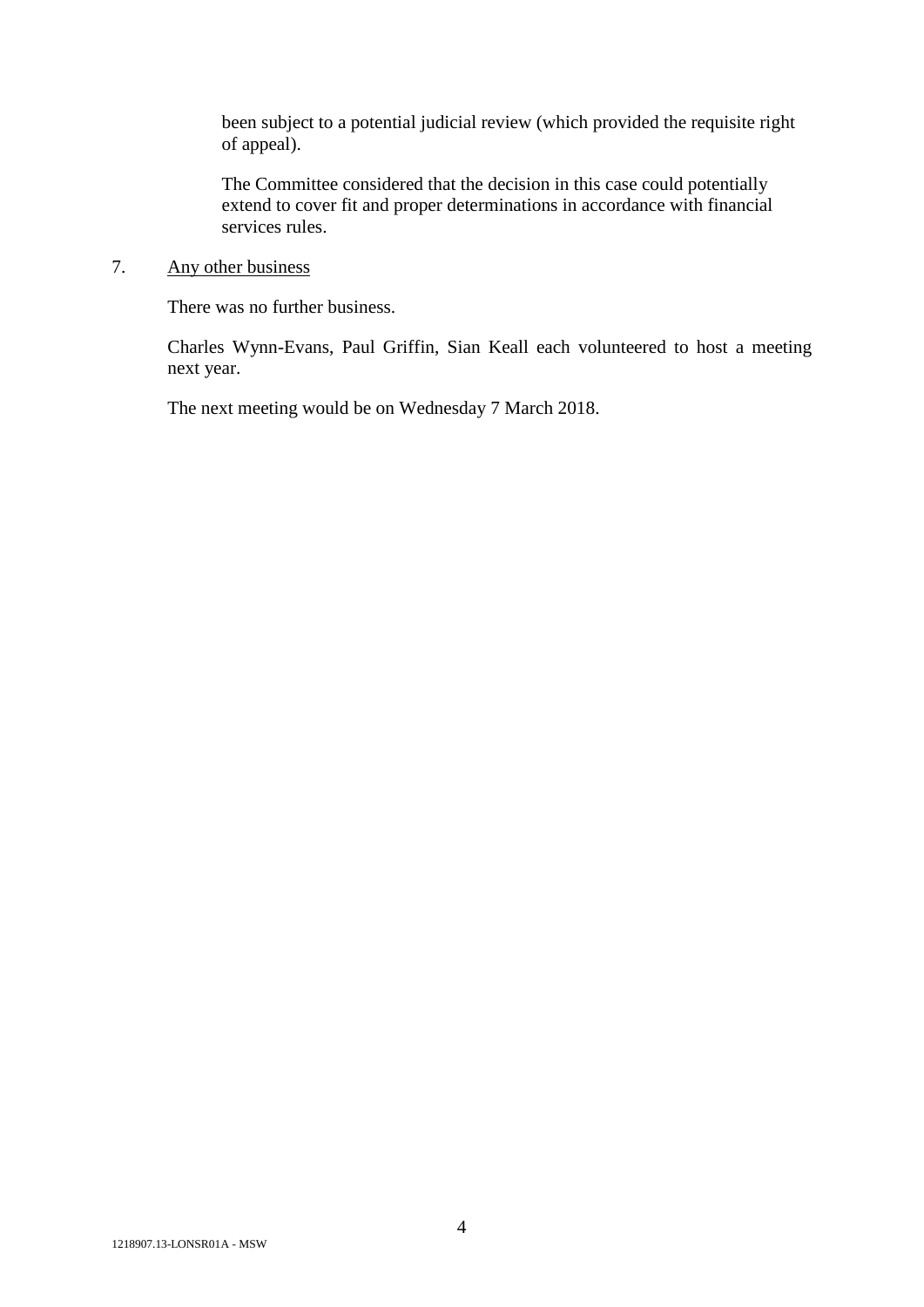been subject to a potential judicial review (which provided the requisite right of appeal).

The Committee considered that the decision in this case could potentially extend to cover fit and proper determinations in accordance with financial services rules.

7. Any other business

There was no further business.

Charles Wynn-Evans, Paul Griffin, Sian Keall each volunteered to host a meeting next year.

The next meeting would be on Wednesday 7 March 2018.